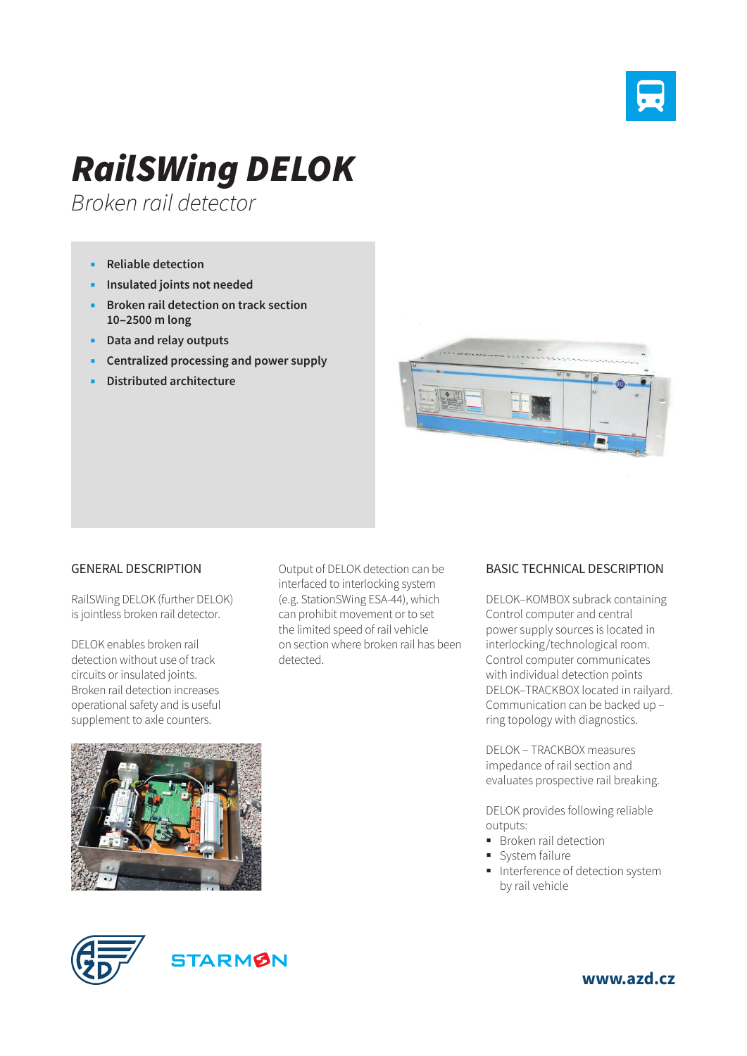# RailSWing DELOK

*Broken rail detector*

- **Reliable detection**
- **Insulated joints not needed**
- **Broken rail detection on track section 10–2500 m long**
- **Data and relay outputs**
- **Centralized processing and power supply**
- **Distributed architecture**

## GENERAL DESCRIPTION

RailSWing DELOK (further DELOK) is jointless broken rail detector.

DELOK enables broken rail detection without use of track circuits or insulated joints. Broken rail detection increases operational safety and is useful supplement to axle counters.

Output of DELOK detection can be interfaced to interlocking system (e.g. StationSWing ESA-44), which can prohibit movement or to set the limited speed of rail vehicle on section where broken rail has been detected.

## BASIC TECHNICAL DESCRIPTION

DELOK–KOMBOX subrack containing Control computer and central power supply sources is located in interlocking/technological room. Control computer communicates with individual detection points DELOK–TRACKBOX located in railyard. Communication can be backed up – ring topology with diagnostics.

DELOK – TRACKBOX measures impedance of rail section and evaluates prospective rail breaking.

DELOK provides following reliable outputs:

- Broken rail detection
- System failure
- Interference of detection system by rail vehicle

STARMON

www.azd.cz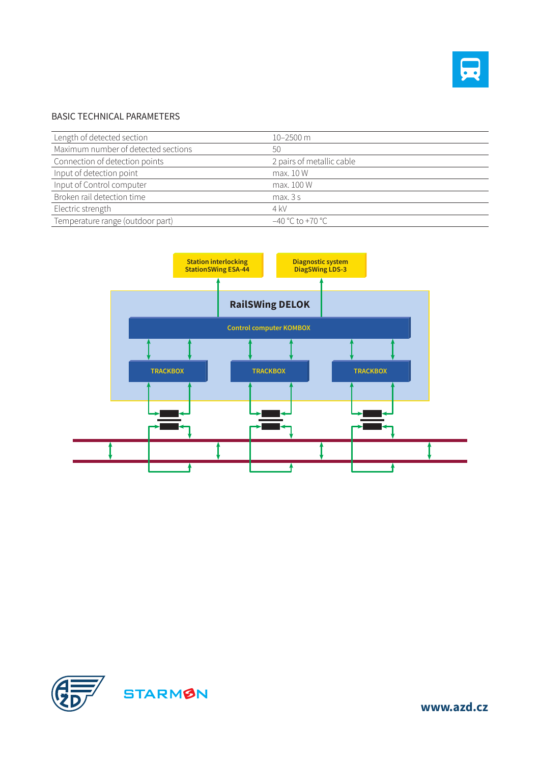BASIC TECHNICAL PARAMETERS

| | |
|---|---|
| Length of detected section | 10–2500 m |
| Maximum number of detected sections | 50 |
| Connection of detection points | 2 pairs of metallic cable |
| Input of detection point | max. 10 W |
| Input of Control computer | max. 100 W |
| Broken rail detection time | max. 3 s |
| Electric strength | 4 kV |
| Temperature range (outdoor part) | –40 °C to +70 °C |

Station interlocking
StationSWing ESA-44

Diagnostic system
DiagSWing LDS-3

RailSWing DELOK

Control computer KOMBOX

TRACKBOX

TRACKBOX

TRACKBOX

www.azd.cz